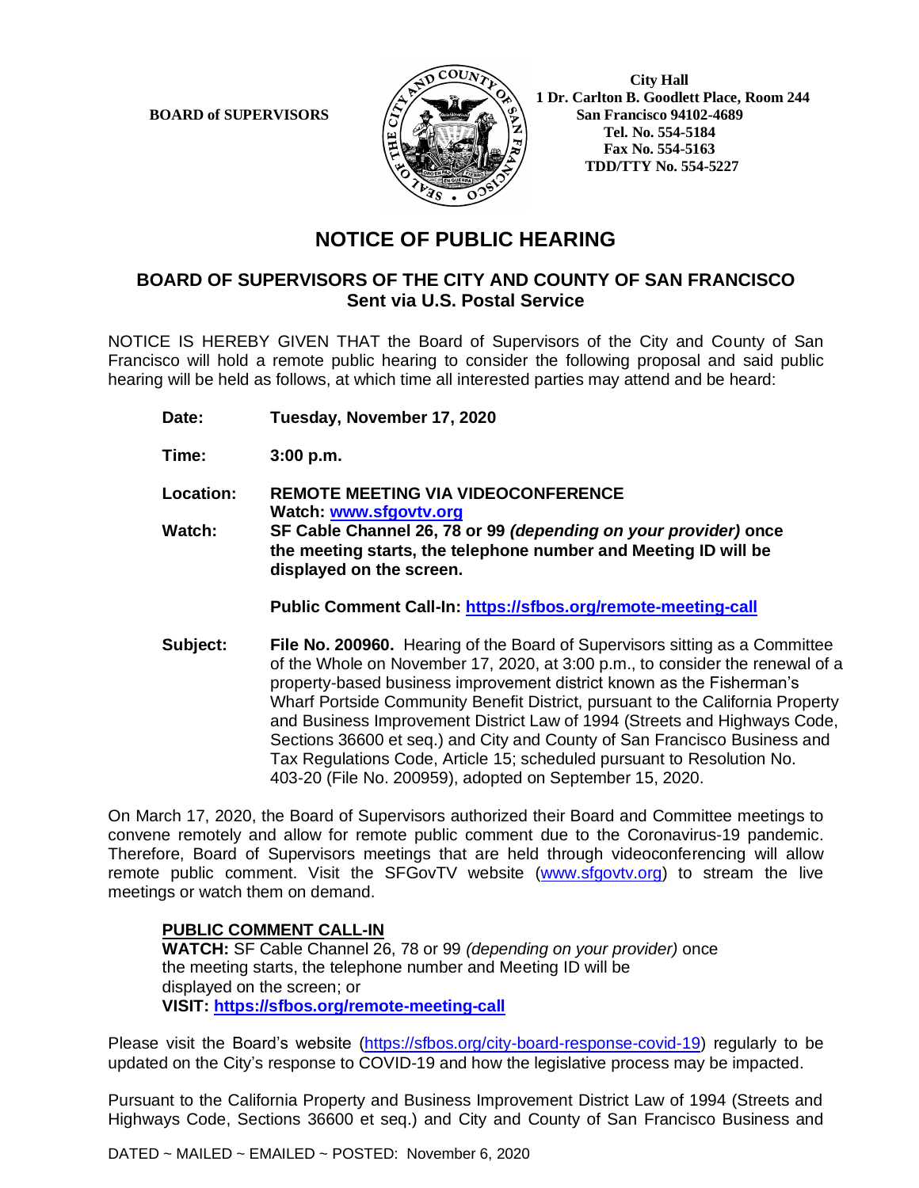**BOARD of SUPERVISORS**

**City Hall**
**1 Dr. Carlton B. Goodlett Place, Room 244**
**San Francisco 94102-4689**
**Tel. No. 554-5184**
**Fax No. 554-5163**
**TDD/TTY No. 554-5227**

# NOTICE OF PUBLIC HEARING

## BOARD OF SUPERVISORS OF THE CITY AND COUNTY OF SAN FRANCISCO
**Sent via U.S. Postal Service**

NOTICE IS HEREBY GIVEN THAT the Board of Supervisors of the City and County of San Francisco will hold a remote public hearing to consider the following proposal and said public hearing will be held as follows, at which time all interested parties may attend and be heard:

**Date:** **Tuesday, November 17, 2020**

**Time:** **3:00 p.m.**

**Location:** **REMOTE MEETING VIA VIDEOCONFERENCE**
**Watch: [www.sfgovtv.org](www.sfgovtv.org)**

**Watch:** **SF Cable Channel 26, 78 or 99** ***(depending on your provider)*** **once the meeting starts, the telephone number and Meeting ID will be displayed on the screen.**

**Public Comment Call-In: [https://sfbos.org/remote-meeting-call](https://sfbos.org/remote-meeting-call)**

**Subject:** **File No. 200960.** Hearing of the Board of Supervisors sitting as a Committee of the Whole on November 17, 2020, at 3:00 p.m., to consider the renewal of a property-based business improvement district known as the Fisherman's Wharf Portside Community Benefit District, pursuant to the California Property and Business Improvement District Law of 1994 (Streets and Highways Code, Sections 36600 et seq.) and City and County of San Francisco Business and Tax Regulations Code, Article 15; scheduled pursuant to Resolution No. 403-20 (File No. 200959), adopted on September 15, 2020.

On March 17, 2020, the Board of Supervisors authorized their Board and Committee meetings to convene remotely and allow for remote public comment due to the Coronavirus-19 pandemic. Therefore, Board of Supervisors meetings that are held through videoconferencing will allow remote public comment. Visit the SFGovTV website ([www.sfgovtv.org](www.sfgovtv.org)) to stream the live meetings or watch them on demand.

**PUBLIC COMMENT CALL-IN**
**WATCH:** SF Cable Channel 26, 78 or 99 *(depending on your provider)* once the meeting starts, the telephone number and Meeting ID will be displayed on the screen; or
**VISIT: [https://sfbos.org/remote-meeting-call](https://sfbos.org/remote-meeting-call)**

Please visit the Board's website ([https://sfbos.org/city-board-response-covid-19](https://sfbos.org/city-board-response-covid-19)) regularly to be updated on the City's response to COVID-19 and how the legislative process may be impacted.

Pursuant to the California Property and Business Improvement District Law of 1994 (Streets and Highways Code, Sections 36600 et seq.) and City and County of San Francisco Business and

DATED ~ MAILED ~ EMAILED ~ POSTED: November 6, 2020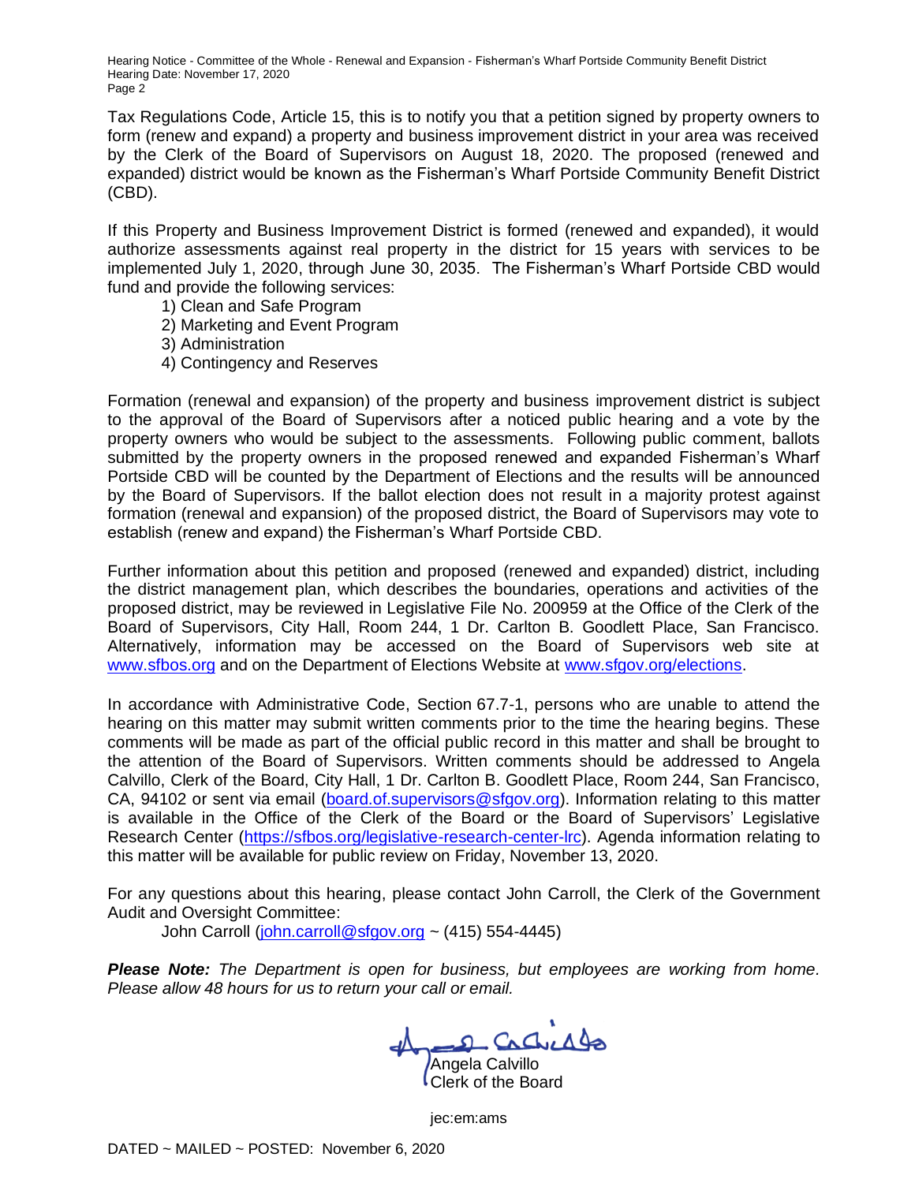Tax Regulations Code, Article 15, this is to notify you that a petition signed by property owners to form (renew and expand) a property and business improvement district in your area was received by the Clerk of the Board of Supervisors on August 18, 2020. The proposed (renewed and expanded) district would be known as the Fisherman's Wharf Portside Community Benefit District (CBD).

If this Property and Business Improvement District is formed (renewed and expanded), it would authorize assessments against real property in the district for 15 years with services to be implemented July 1, 2020, through June 30, 2035. The Fisherman's Wharf Portside CBD would fund and provide the following services:

1) Clean and Safe Program
2) Marketing and Event Program
3) Administration
4) Contingency and Reserves

Formation (renewal and expansion) of the property and business improvement district is subject to the approval of the Board of Supervisors after a noticed public hearing and a vote by the property owners who would be subject to the assessments. Following public comment, ballots submitted by the property owners in the proposed renewed and expanded Fisherman's Wharf Portside CBD will be counted by the Department of Elections and the results will be announced by the Board of Supervisors. If the ballot election does not result in a majority protest against formation (renewal and expansion) of the proposed district, the Board of Supervisors may vote to establish (renew and expand) the Fisherman's Wharf Portside CBD.

Further information about this petition and proposed (renewed and expanded) district, including the district management plan, which describes the boundaries, operations and activities of the proposed district, may be reviewed in Legislative File No. 200959 at the Office of the Clerk of the Board of Supervisors, City Hall, Room 244, 1 Dr. Carlton B. Goodlett Place, San Francisco. Alternatively, information may be accessed on the Board of Supervisors web site at www.sfbos.org and on the Department of Elections Website at www.sfgov.org/elections.

In accordance with Administrative Code, Section 67.7-1, persons who are unable to attend the hearing on this matter may submit written comments prior to the time the hearing begins. These comments will be made as part of the official public record in this matter and shall be brought to the attention of the Board of Supervisors. Written comments should be addressed to Angela Calvillo, Clerk of the Board, City Hall, 1 Dr. Carlton B. Goodlett Place, Room 244, San Francisco, CA, 94102 or sent via email (board.of.supervisors@sfgov.org). Information relating to this matter is available in the Office of the Clerk of the Board or the Board of Supervisors' Legislative Research Center (https://sfbos.org/legislative-research-center-lrc). Agenda information relating to this matter will be available for public review on Friday, November 13, 2020.

For any questions about this hearing, please contact John Carroll, the Clerk of the Government Audit and Oversight Committee:

John Carroll (john.carroll@sfgov.org ~ (415) 554-4445)

***Please Note:*** *The Department is open for business, but employees are working from home. Please allow 48 hours for us to return your call or email.*

Angela Calvillo
Clerk of the Board

jec:em:ams

DATED ~ MAILED ~ POSTED: November 6, 2020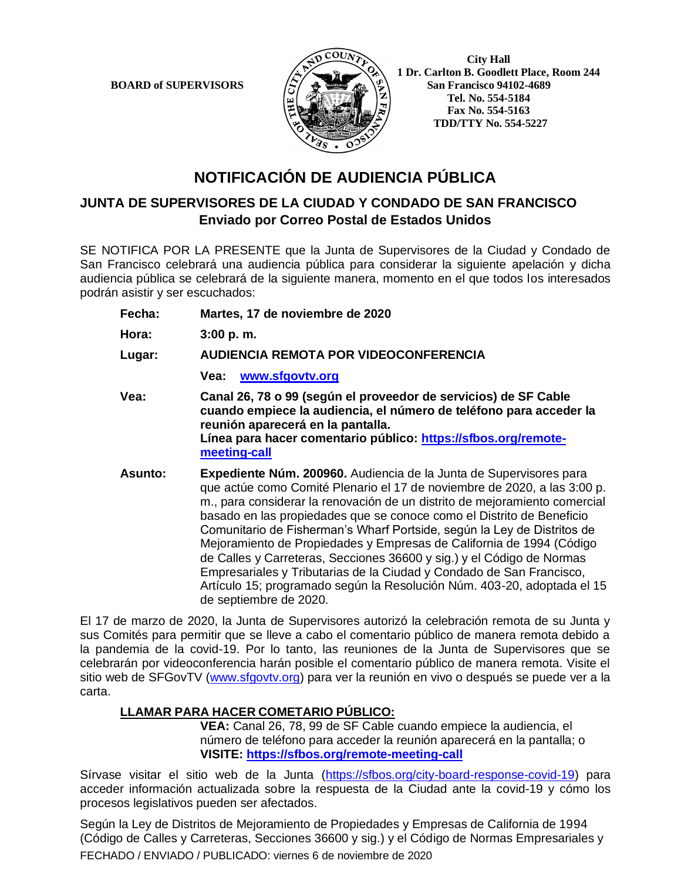**BOARD of SUPERVISORS**

**City Hall**
**1 Dr. Carlton B. Goodlett Place, Room 244**
**San Francisco 94102-4689**
**Tel. No. 554-5184**
**Fax No. 554-5163**
**TDD/TTY No. 554-5227**

# NOTIFICACIÓN DE AUDIENCIA PÚBLICA

## JUNTA DE SUPERVISORES DE LA CIUDAD Y CONDADO DE SAN FRANCISCO
### Enviado por Correo Postal de Estados Unidos

SE NOTIFICA POR LA PRESENTE que la Junta de Supervisores de la Ciudad y Condado de San Francisco celebrará una audiencia pública para considerar la siguiente apelación y dicha audiencia pública se celebrará de la siguiente manera, momento en el que todos los interesados podrán asistir y ser escuchados:

**Fecha:** **Martes, 17 de noviembre de 2020**

**Hora:** **3:00 p. m.**

**Lugar:** **AUDIENCIA REMOTA POR VIDEOCONFERENCIA**

**Vea: www.sfgovtv.org**

**Vea:** **Canal 26, 78 o 99 (según el proveedor de servicios) de SF Cable cuando empiece la audiencia, el número de teléfono para acceder la reunión aparecerá en la pantalla.**
**Línea para hacer comentario público: https://sfbos.org/remote-meeting-call**

**Asunto:** **Expediente Núm. 200960.** Audiencia de la Junta de Supervisores para que actúe como Comité Plenario el 17 de noviembre de 2020, a las 3:00 p. m., para considerar la renovación de un distrito de mejoramiento comercial basado en las propiedades que se conoce como el Distrito de Beneficio Comunitario de Fisherman's Wharf Portside, según la Ley de Distritos de Mejoramiento de Propiedades y Empresas de California de 1994 (Código de Calles y Carreteras, Secciones 36600 y sig.) y el Código de Normas Empresariales y Tributarias de la Ciudad y Condado de San Francisco, Artículo 15; programado según la Resolución Núm. 403-20, adoptada el 15 de septiembre de 2020.

El 17 de marzo de 2020, la Junta de Supervisores autorizó la celebración remota de su Junta y sus Comités para permitir que se lleve a cabo el comentario público de manera remota debido a la pandemia de la covid-19. Por lo tanto, las reuniones de la Junta de Supervisores que se celebrarán por videoconferencia harán posible el comentario público de manera remota. Visite el sitio web de SFGovTV (www.sfgovtv.org) para ver la reunión en vivo o después se puede ver a la carta.

**LLAMAR PARA HACER COMETARIO PÚBLICO:**

**VEA:** Canal 26, 78, 99 de SF Cable cuando empiece la audiencia, el número de teléfono para acceder la reunión aparecerá en la pantalla; o
**VISITE: https://sfbos.org/remote-meeting-call**

Sírvase visitar el sitio web de la Junta (https://sfbos.org/city-board-response-covid-19) para acceder información actualizada sobre la respuesta de la Ciudad ante la covid-19 y cómo los procesos legislativos pueden ser afectados.

Según la Ley de Distritos de Mejoramiento de Propiedades y Empresas de California de 1994 (Código de Calles y Carreteras, Secciones 36600 y sig.) y el Código de Normas Empresariales y

FECHADO / ENVIADO / PUBLICADO: viernes 6 de noviembre de 2020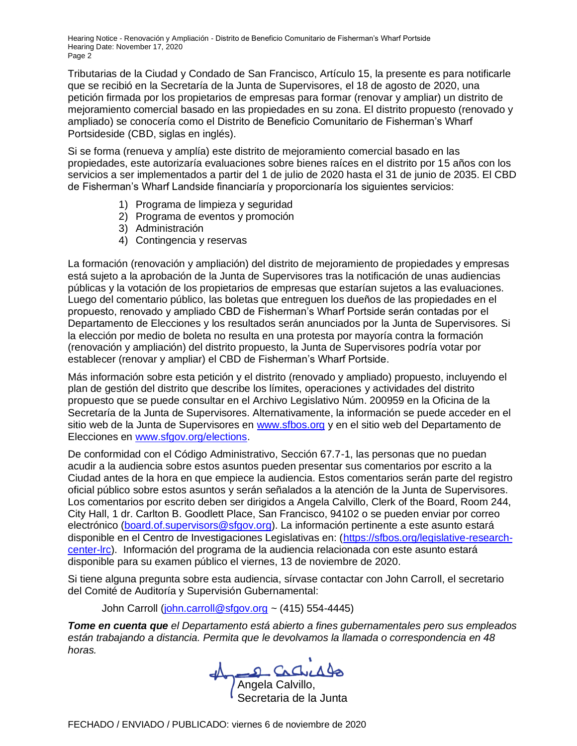Tributarias de la Ciudad y Condado de San Francisco, Artículo 15, la presente es para notificarle que se recibió en la Secretaría de la Junta de Supervisores, el 18 de agosto de 2020, una petición firmada por los propietarios de empresas para formar (renovar y ampliar) un distrito de mejoramiento comercial basado en las propiedades en su zona. El distrito propuesto (renovado y ampliado) se conocería como el Distrito de Beneficio Comunitario de Fisherman's Wharf Portsideside (CBD, siglas en inglés).

Si se forma (renueva y amplía) este distrito de mejoramiento comercial basado en las propiedades, este autorizaría evaluaciones sobre bienes raíces en el distrito por 15 años con los servicios a ser implementados a partir del 1 de julio de 2020 hasta el 31 de junio de 2035. El CBD de Fisherman's Wharf Landside financiaría y proporcionaría los siguientes servicios:

1) Programa de limpieza y seguridad
2) Programa de eventos y promoción
3) Administración
4) Contingencia y reservas

La formación (renovación y ampliación) del distrito de mejoramiento de propiedades y empresas está sujeto a la aprobación de la Junta de Supervisores tras la notificación de unas audiencias públicas y la votación de los propietarios de empresas que estarían sujetos a las evaluaciones. Luego del comentario público, las boletas que entreguen los dueños de las propiedades en el propuesto, renovado y ampliado CBD de Fisherman's Wharf Portside serán contadas por el Departamento de Elecciones y los resultados serán anunciados por la Junta de Supervisores. Si la elección por medio de boleta no resulta en una protesta por mayoría contra la formación (renovación y ampliación) del distrito propuesto, la Junta de Supervisores podría votar por establecer (renovar y ampliar) el CBD de Fisherman's Wharf Portside.

Más información sobre esta petición y el distrito (renovado y ampliado) propuesto, incluyendo el plan de gestión del distrito que describe los límites, operaciones y actividades del distrito propuesto que se puede consultar en el Archivo Legislativo Núm. 200959 en la Oficina de la Secretaría de la Junta de Supervisores. Alternativamente, la información se puede acceder en el sitio web de la Junta de Supervisores en www.sfbos.org y en el sitio web del Departamento de Elecciones en www.sfgov.org/elections.

De conformidad con el Código Administrativo, Sección 67.7-1, las personas que no puedan acudir a la audiencia sobre estos asuntos pueden presentar sus comentarios por escrito a la Ciudad antes de la hora en que empiece la audiencia. Estos comentarios serán parte del registro oficial público sobre estos asuntos y serán señalados a la atención de la Junta de Supervisores. Los comentarios por escrito deben ser dirigidos a Angela Calvillo, Clerk of the Board, Room 244, City Hall, 1 dr. Carlton B. Goodlett Place, San Francisco, 94102 o se pueden enviar por correo electrónico (board.of.supervisors@sfgov.org). La información pertinente a este asunto estará disponible en el Centro de Investigaciones Legislativas en: (https://sfbos.org/legislative-research-center-lrc). Información del programa de la audiencia relacionada con este asunto estará disponible para su examen público el viernes, 13 de noviembre de 2020.

Si tiene alguna pregunta sobre esta audiencia, sírvase contactar con John Carroll, el secretario del Comité de Auditoría y Supervisión Gubernamental:

John Carroll (john.carroll@sfgov.org ~ (415) 554-4445)

***Tome en cuenta que** el Departamento está abierto a fines gubernamentales pero sus empleados están trabajando a distancia. Permita que le devolvamos la llamada o correspondencia en 48 horas.*

Angela Calvillo,
Secretaria de la Junta

FECHADO / ENVIADO / PUBLICADO: viernes 6 de noviembre de 2020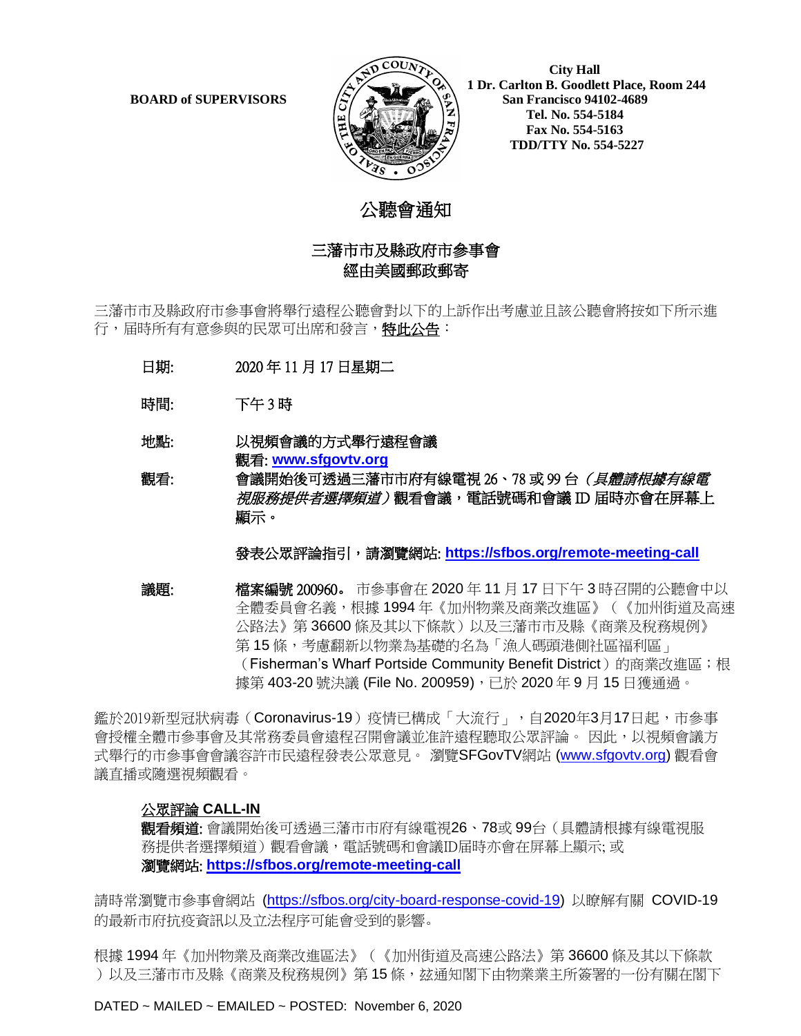BOARD of SUPERVISORS

City Hall
1 Dr. Carlton B. Goodlett Place, Room 244
San Francisco 94102-4689
Tel. No. 554-5184
Fax No. 554-5163
TDD/TTY No. 554-5227

# 公聽會通知

## 三藩市市及縣政府市參事會
## 經由美國郵政郵寄

三藩市市及縣政府市參事會將舉行遠程公聽會對以下的上訴作出考慮並且該公聽會將按如下所示進行，屆時所有有意參與的民眾可出席和發言，特此公告：

**日期:** 2020 年 11 月 17 日星期二

**時間:** 下午 3 時

**地點:** 以視頻會議的方式舉行遠程會議
觀看: **www.sfgovtv.org**

**觀看:** 會議開始後可透過三藩市市府有線電視 26、78 或 99 台 *（具體請根據有線電視服務提供者選擇頻道）* 觀看會議，電話號碼和會議 ID 屆時亦會在屏幕上顯示。

發表公眾評論指引，請瀏覽網站: **https://sfbos.org/remote-meeting-call**

**議題:** **檔案編號 200960。** 市參事會在 2020 年 11 月 17 日下午 3 時召開的公聽會中以全體委員會名義，根據 1994 年《加州物業及商業改進區》（《加州街道及高速公路法》第 36600 條及其以下條款）以及三藩市市及縣《商業及稅務規例》第 15 條，考慮翻新以物業為基礎的名為「漁人碼頭港側社區福利區」（Fisherman's Wharf Portside Community Benefit District）的商業改進區；根據第 403-20 號決議 (File No. 200959)，已於 2020 年 9 月 15 日獲通過。

鑑於2019新型冠狀病毒（Coronavirus-19）疫情已構成「大流行」，自2020年3月17日起，市參事會授權全體市參事會及其常務委員會遠程召開會議並准許遠程聽取公眾評論。 因此，以視頻會議方式舉行的市參事會會議容許市民遠程發表公眾意見。 瀏覽SFGovTV網站 (www.sfgovtv.org) 觀看會議直播或隨選視頻觀看。

**公眾評論 CALL-IN**
**觀看頻道:** 會議開始後可透過三藩市市府有線電視26、78或 99台（具體請根據有線電視服務提供者選擇頻道）觀看會議，電話號碼和會議ID屆時亦會在屏幕上顯示; 或
**瀏覽網站: https://sfbos.org/remote-meeting-call**

請時常瀏覽市參事會網站 (https://sfbos.org/city-board-response-covid-19) 以瞭解有關 COVID-19 的最新市府抗疫資訊以及立法程序可能會受到的影響。

根據 1994 年《加州物業及商業改進區法》（《加州街道及高速公路法》第 36600 條及其以下條款）以及三藩市市及縣《商業及稅務規例》第 15 條，玆通知閣下由物業業主所簽署的一份有關在閣下

DATED ~ MAILED ~ EMAILED ~ POSTED: November 6, 2020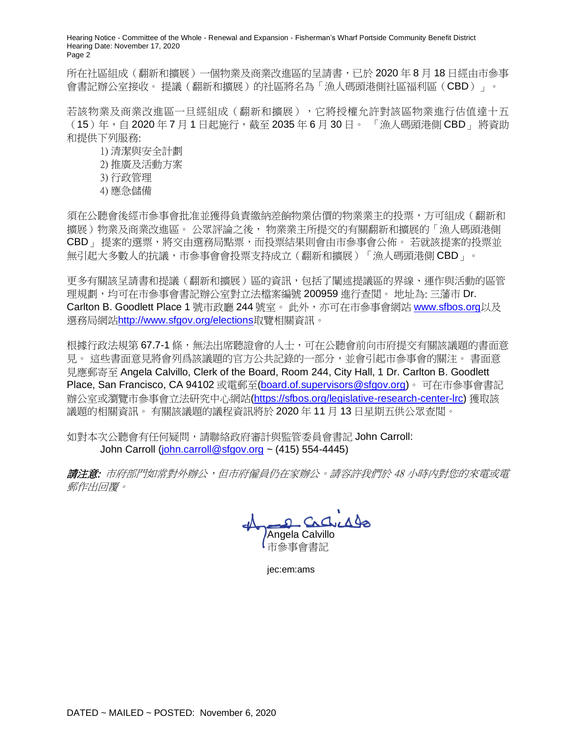所在社區組成（翻新和擴展）一個物業及商業改進區的呈請書，已於 2020 年 8 月 18 日經由市參事會書記辦公室接收。 提議（翻新和擴展）的社區將名為「漁人碼頭港側社區福利區（CBD）」。

若該物業及商業改進區一旦經組成（翻新和擴展），它將授權允許對該區物業進行估值達十五（15）年，自 2020 年 7 月 1 日起施行，截至 2035 年 6 月 30 日。 「漁人碼頭港側 CBD」將資助和提供下列服務:

1) 清潔與安全計劃
2) 推廣及活動方案
3) 行政管理
4) 應急儲備

須在公聽會後經市參事會批准並獲得負責繳納差餉物業估價的物業業主的投票，方可組成（翻新和擴展）物業及商業改進區。 公眾評論之後， 物業業主所提交的有關翻新和擴展的「漁人碼頭港側 CBD」 提案的選票，將交由選務局點票，而投票結果則會由市參事會公佈。 若就該提案的投票並無引起大多數人的抗議，市參事會會投票支持成立（翻新和擴展）「漁人碼頭港側 CBD」。

更多有關該呈請書和提議（翻新和擴展）區的資訊，包括了闡述提議區的界線、運作與活動的區管理規劃，均可在市參事會書記辦公室對立法檔案編號 200959 進行查閱。 地址為: 三藩市 Dr. Carlton B. Goodlett Place 1 號市政廳 244 號室。 此外，亦可在市參事會網站 www.sfbos.org以及選務局網站http://www.sfgov.org/elections取覽相關資訊。

根據行政法規第 67.7-1 條，無法出席聽證會的人士，可在公聽會前向市府提交有關該議題的書面意見。 這些書面意見將會列爲該議題的官方公共記錄的一部分，並會引起市參事會的關注。 書面意見應郵寄至 Angela Calvillo, Clerk of the Board, Room 244, City Hall, 1 Dr. Carlton B. Goodlett Place, San Francisco, CA 94102 或電郵至(board.of.supervisors@sfgov.org)。 可在市參事會書記辦公室或瀏覽市參事會立法研究中心網站(https://sfbos.org/legislative-research-center-lrc) 獲取該議題的相關資訊。 有關該議題的議程資訊將於 2020 年 11 月 13 日星期五供公眾查閱。

如對本次公聽會有任何疑問，請聯絡政府審計與監管委員會書記 John Carroll:

John Carroll (john.carroll@sfgov.org ~ (415) 554-4445)

***請注意:*** *市府部門如常對外辦公，但市府僱員仍在家辦公。請容許我們於 48 小時內對您的來電或電郵作出回覆。*

Angela Calvillo
市參事會書記

jec:em:ams

DATED ~ MAILED ~ POSTED: November 6, 2020